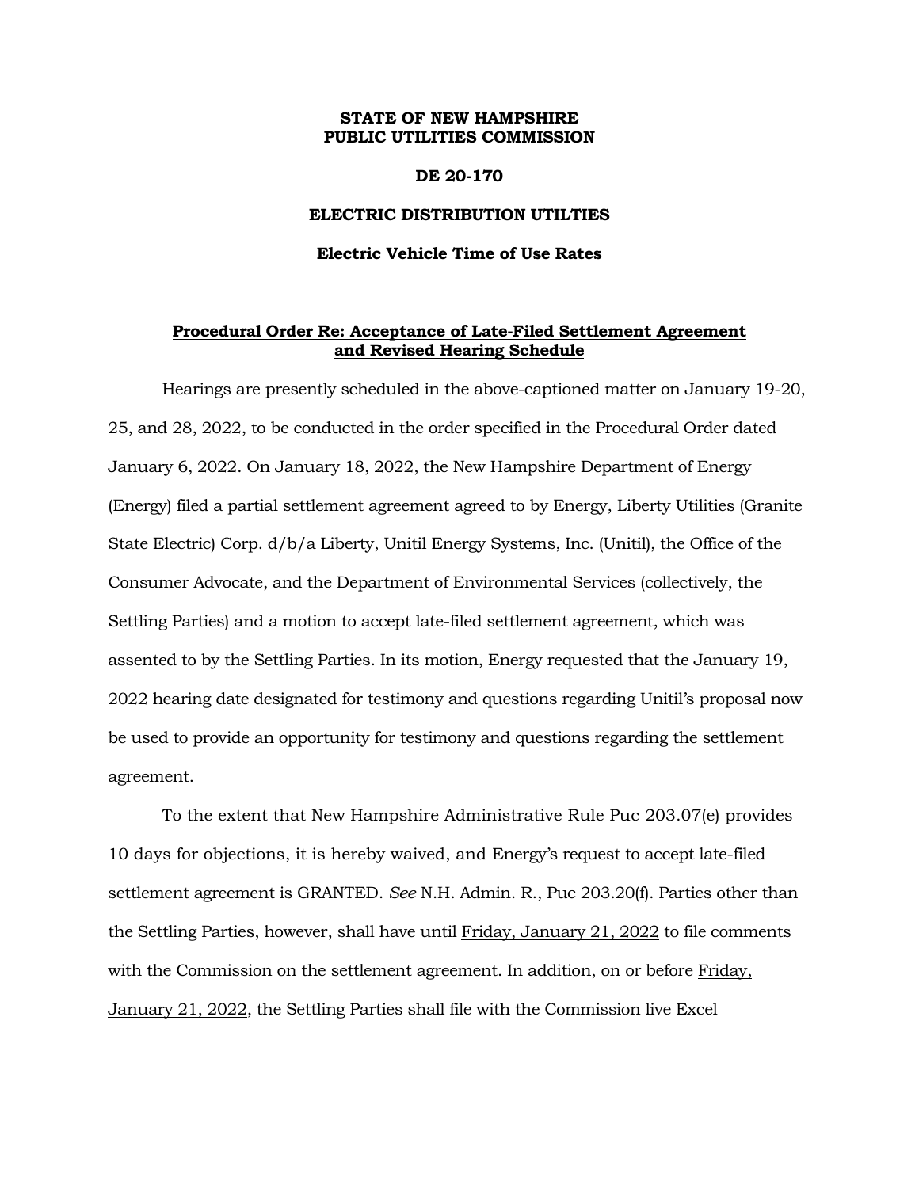**STATE OF NEW HAMPSHIRE**
**PUBLIC UTILITIES COMMISSION**

**DE 20-170**

**ELECTRIC DISTRIBUTION UTILTIES**

**Electric Vehicle Time of Use Rates**

**Procedural Order Re: Acceptance of Late-Filed Settlement Agreement and Revised Hearing Schedule**

Hearings are presently scheduled in the above-captioned matter on January 19-20, 25, and 28, 2022, to be conducted in the order specified in the Procedural Order dated January 6, 2022. On January 18, 2022, the New Hampshire Department of Energy (Energy) filed a partial settlement agreement agreed to by Energy, Liberty Utilities (Granite State Electric) Corp. d/b/a Liberty, Unitil Energy Systems, Inc. (Unitil), the Office of the Consumer Advocate, and the Department of Environmental Services (collectively, the Settling Parties) and a motion to accept late-filed settlement agreement, which was assented to by the Settling Parties. In its motion, Energy requested that the January 19, 2022 hearing date designated for testimony and questions regarding Unitil's proposal now be used to provide an opportunity for testimony and questions regarding the settlement agreement.

To the extent that New Hampshire Administrative Rule Puc 203.07(e) provides 10 days for objections, it is hereby waived, and Energy's request to accept late-filed settlement agreement is GRANTED. *See* N.H. Admin. R., Puc 203.20(f). Parties other than the Settling Parties, however, shall have until Friday, January 21, 2022 to file comments with the Commission on the settlement agreement. In addition, on or before Friday, January 21, 2022, the Settling Parties shall file with the Commission live Excel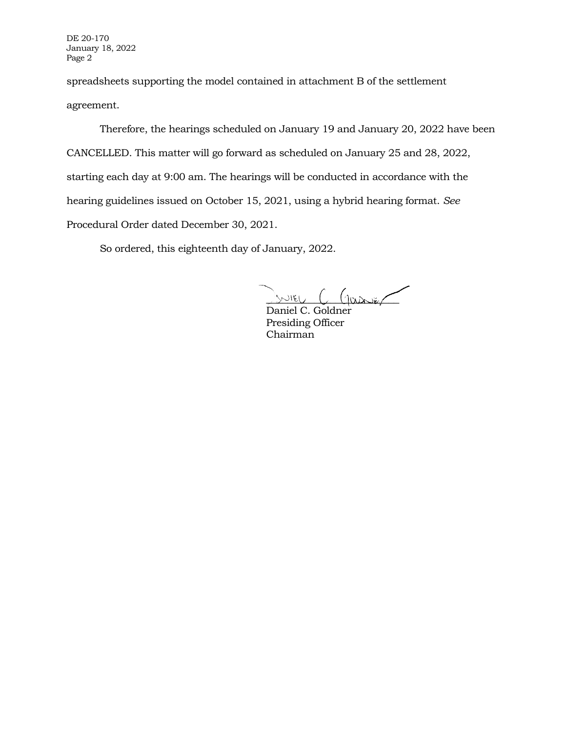spreadsheets supporting the model contained in attachment B of the settlement agreement.

Therefore, the hearings scheduled on January 19 and January 20, 2022 have been CANCELLED. This matter will go forward as scheduled on January 25 and 28, 2022, starting each day at 9:00 am. The hearings will be conducted in accordance with the hearing guidelines issued on October 15, 2021, using a hybrid hearing format. *See* Procedural Order dated December 30, 2021.

So ordered, this eighteenth day of January, 2022.

Daniel C. Goldner  
Presiding Officer  
Chairman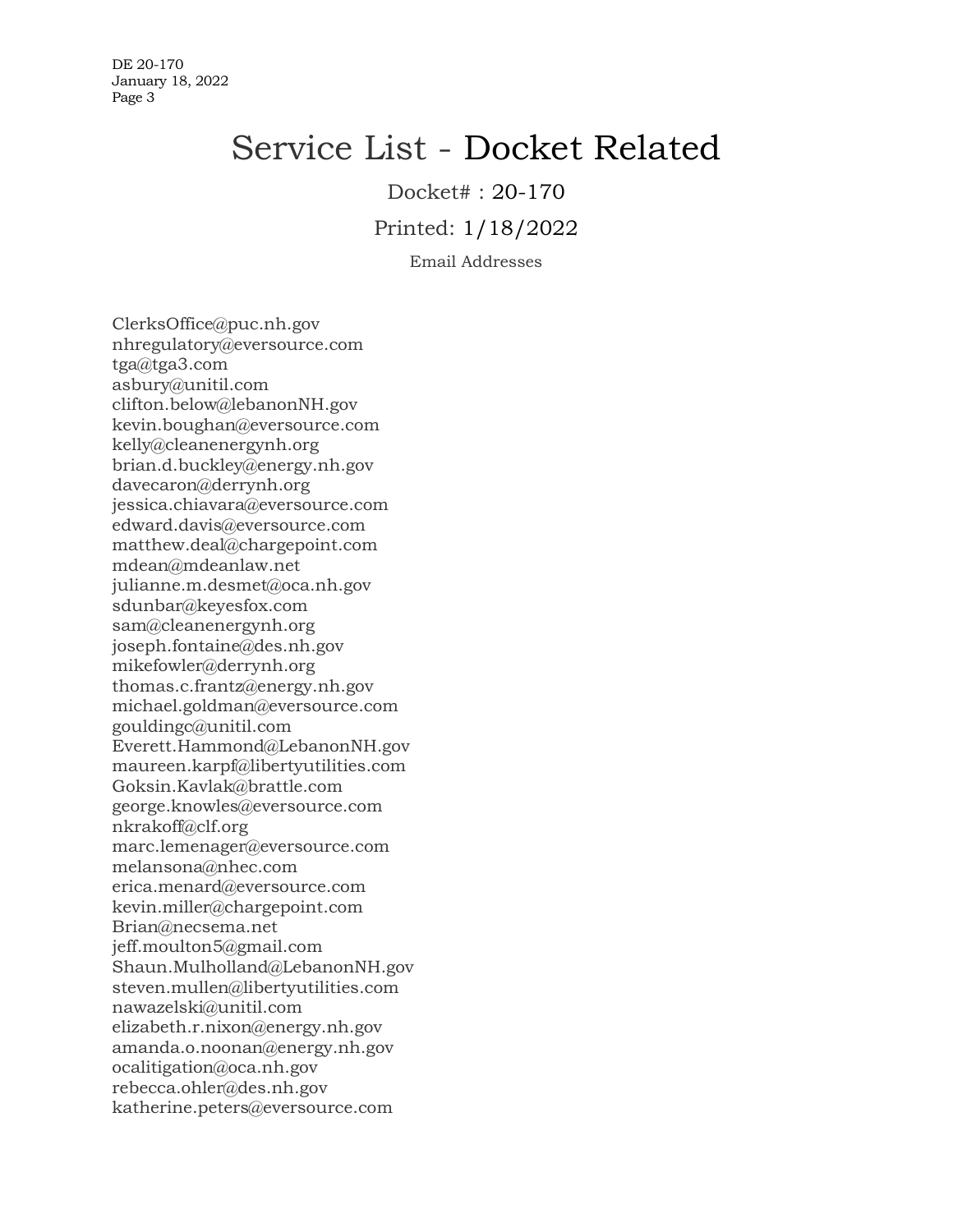# Service List - Docket Related

Docket# : 20-170

Printed: 1/18/2022

Email Addresses

ClerksOffice@puc.nh.gov
nhregulatory@eversource.com
tga@tga3.com
asbury@unitil.com
clifton.below@lebanonNH.gov
kevin.boughan@eversource.com
kelly@cleanenergynh.org
brian.d.buckley@energy.nh.gov
davecaron@derrynh.org
jessica.chiavara@eversource.com
edward.davis@eversource.com
matthew.deal@chargepoint.com
mdean@mdeanlaw.net
julianne.m.desmet@oca.nh.gov
sdunbar@keyesfox.com
sam@cleanenergynh.org
joseph.fontaine@des.nh.gov
mikefowler@derrynh.org
thomas.c.frantz@energy.nh.gov
michael.goldman@eversource.com
gouldingc@unitil.com
Everett.Hammond@LebanonNH.gov
maureen.karpf@libertyutilities.com
Goksin.Kavlak@brattle.com
george.knowles@eversource.com
nkrakoff@clf.org
marc.lemenager@eversource.com
melansona@nhec.com
erica.menard@eversource.com
kevin.miller@chargepoint.com
Brian@necsema.net
jeff.moulton5@gmail.com
Shaun.Mulholland@LebanonNH.gov
steven.mullen@libertyutilities.com
nawazelski@unitil.com
elizabeth.r.nixon@energy.nh.gov
amanda.o.noonan@energy.nh.gov
ocalitigation@oca.nh.gov
rebecca.ohler@des.nh.gov
katherine.peters@eversource.com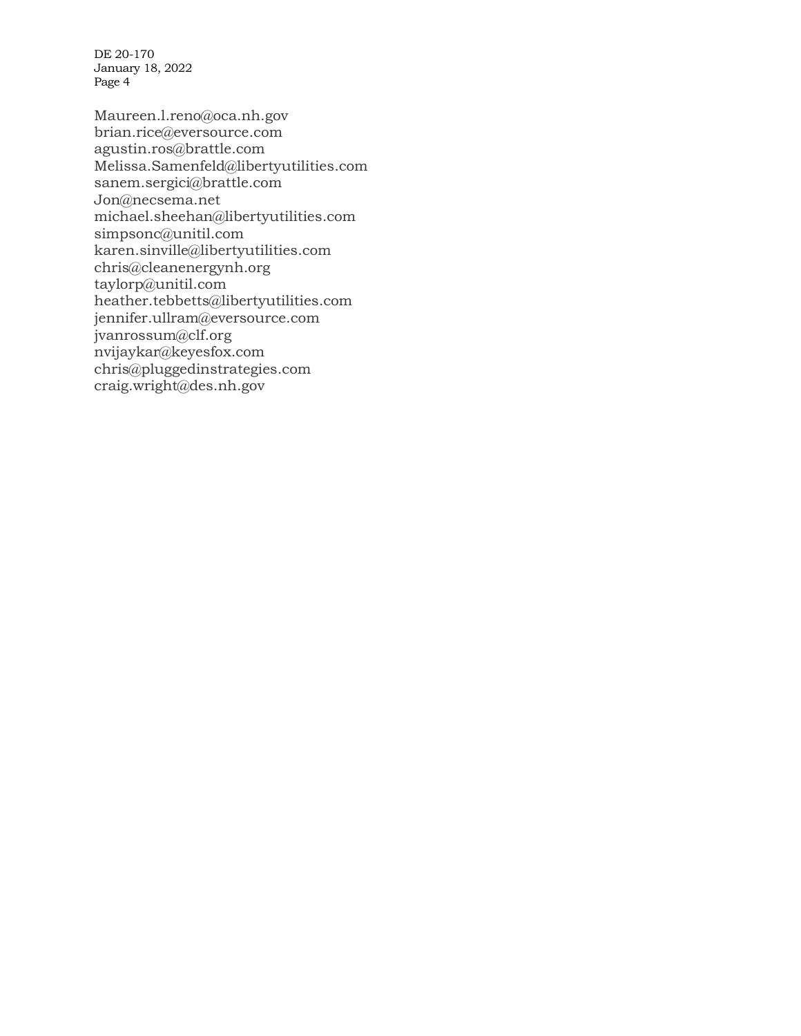Maureen.l.reno@oca.nh.gov
brian.rice@eversource.com
agustin.ros@brattle.com
Melissa.Samenfeld@libertyutilities.com
sanem.sergici@brattle.com
Jon@necsema.net
michael.sheehan@libertyutilities.com
simpsonc@unitil.com
karen.sinville@libertyutilities.com
chris@cleanenergynh.org
taylorp@unitil.com
heather.tebbetts@libertyutilities.com
jennifer.ullram@eversource.com
jvanrossum@clf.org
nvijaykar@keyesfox.com
chris@pluggedinstrategies.com
craig.wright@des.nh.gov